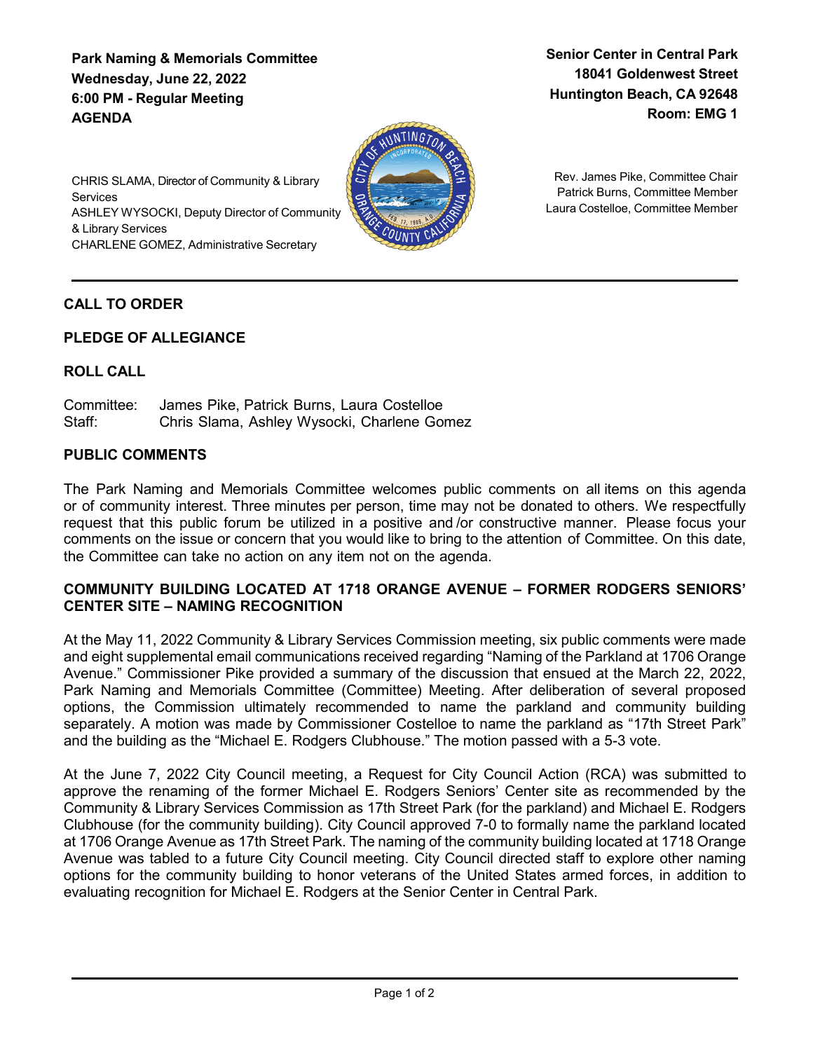**Park Naming & Memorials Committee**
**Wednesday, June 22, 2022**
**6:00 PM - Regular Meeting**
**AGENDA**

**Senior Center in Central Park**
**18041 Goldenwest Street**
**Huntington Beach, CA 92648**
**Room: EMG 1**

CHRIS SLAMA, Director of Community & Library Services
ASHLEY WYSOCKI, Deputy Director of Community & Library Services
CHARLENE GOMEZ, Administrative Secretary

Rev. James Pike, Committee Chair
Patrick Burns, Committee Member
Laura Costelloe, Committee Member

---

## CALL TO ORDER

## PLEDGE OF ALLEGIANCE

## ROLL CALL

Committee: James Pike, Patrick Burns, Laura Costelloe
Staff: Chris Slama, Ashley Wysocki, Charlene Gomez

## PUBLIC COMMENTS

The Park Naming and Memorials Committee welcomes public comments on all items on this agenda or of community interest. Three minutes per person, time may not be donated to others. We respectfully request that this public forum be utilized in a positive and /or constructive manner. Please focus your comments on the issue or concern that you would like to bring to the attention of Committee. On this date, the Committee can take no action on any item not on the agenda.

## COMMUNITY BUILDING LOCATED AT 1718 ORANGE AVENUE – FORMER RODGERS SENIORS' CENTER SITE – NAMING RECOGNITION

At the May 11, 2022 Community & Library Services Commission meeting, six public comments were made and eight supplemental email communications received regarding "Naming of the Parkland at 1706 Orange Avenue." Commissioner Pike provided a summary of the discussion that ensued at the March 22, 2022, Park Naming and Memorials Committee (Committee) Meeting. After deliberation of several proposed options, the Commission ultimately recommended to name the parkland and community building separately. A motion was made by Commissioner Costelloe to name the parkland as "17th Street Park" and the building as the "Michael E. Rodgers Clubhouse." The motion passed with a 5-3 vote.

At the June 7, 2022 City Council meeting, a Request for City Council Action (RCA) was submitted to approve the renaming of the former Michael E. Rodgers Seniors' Center site as recommended by the Community & Library Services Commission as 17th Street Park (for the parkland) and Michael E. Rodgers Clubhouse (for the community building). City Council approved 7-0 to formally name the parkland located at 1706 Orange Avenue as 17th Street Park. The naming of the community building located at 1718 Orange Avenue was tabled to a future City Council meeting. City Council directed staff to explore other naming options for the community building to honor veterans of the United States armed forces, in addition to evaluating recognition for Michael E. Rodgers at the Senior Center in Central Park.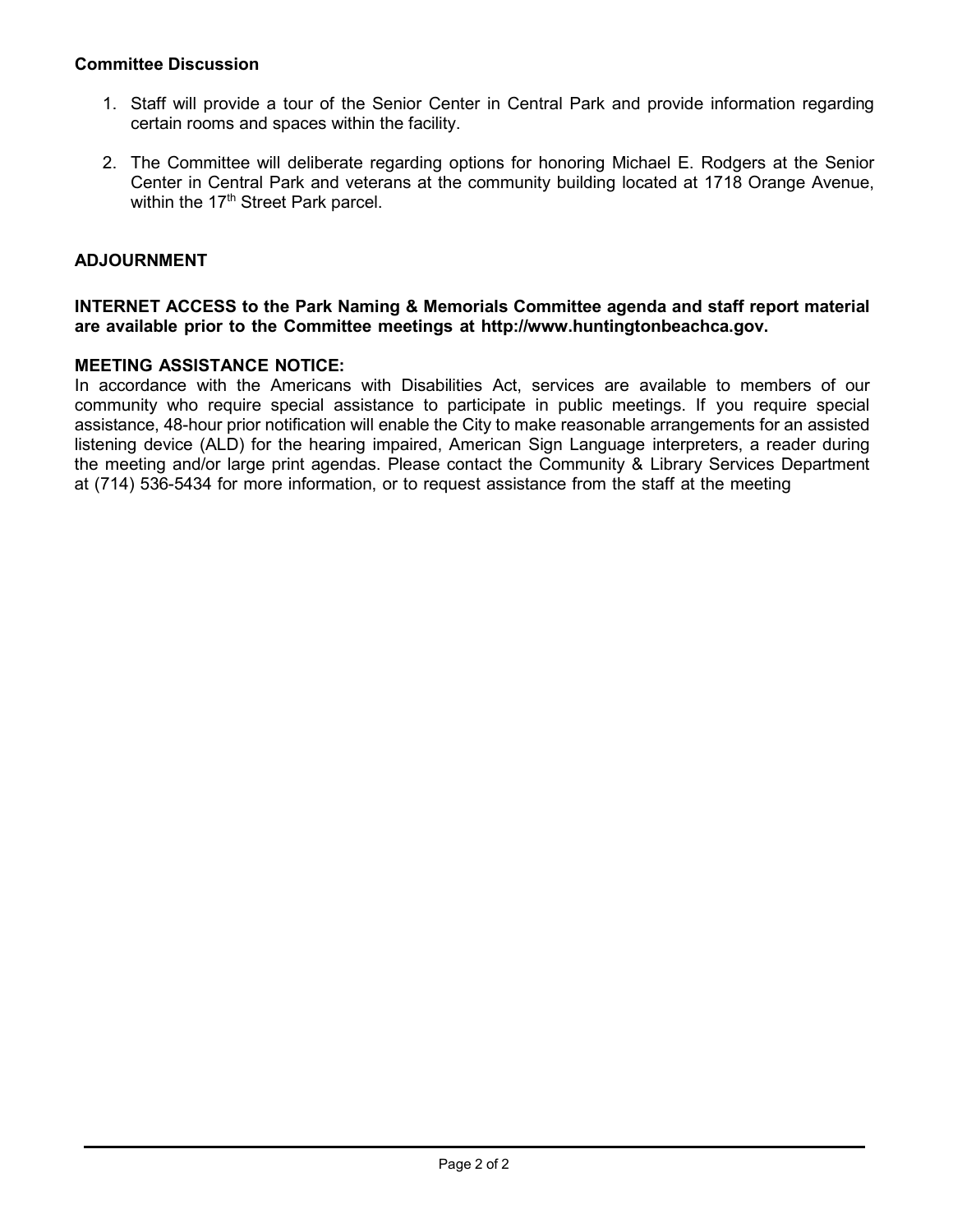**Committee Discussion**

1. Staff will provide a tour of the Senior Center in Central Park and provide information regarding certain rooms and spaces within the facility.

2. The Committee will deliberate regarding options for honoring Michael E. Rodgers at the Senior Center in Central Park and veterans at the community building located at 1718 Orange Avenue, within the 17th Street Park parcel.

**ADJOURNMENT**

**INTERNET ACCESS to the Park Naming & Memorials Committee agenda and staff report material are available prior to the Committee meetings at http://www.huntingtonbeachca.gov.**

**MEETING ASSISTANCE NOTICE:**
In accordance with the Americans with Disabilities Act, services are available to members of our community who require special assistance to participate in public meetings. If you require special assistance, 48-hour prior notification will enable the City to make reasonable arrangements for an assisted listening device (ALD) for the hearing impaired, American Sign Language interpreters, a reader during the meeting and/or large print agendas. Please contact the Community & Library Services Department at (714) 536-5434 for more information, or to request assistance from the staff at the meeting